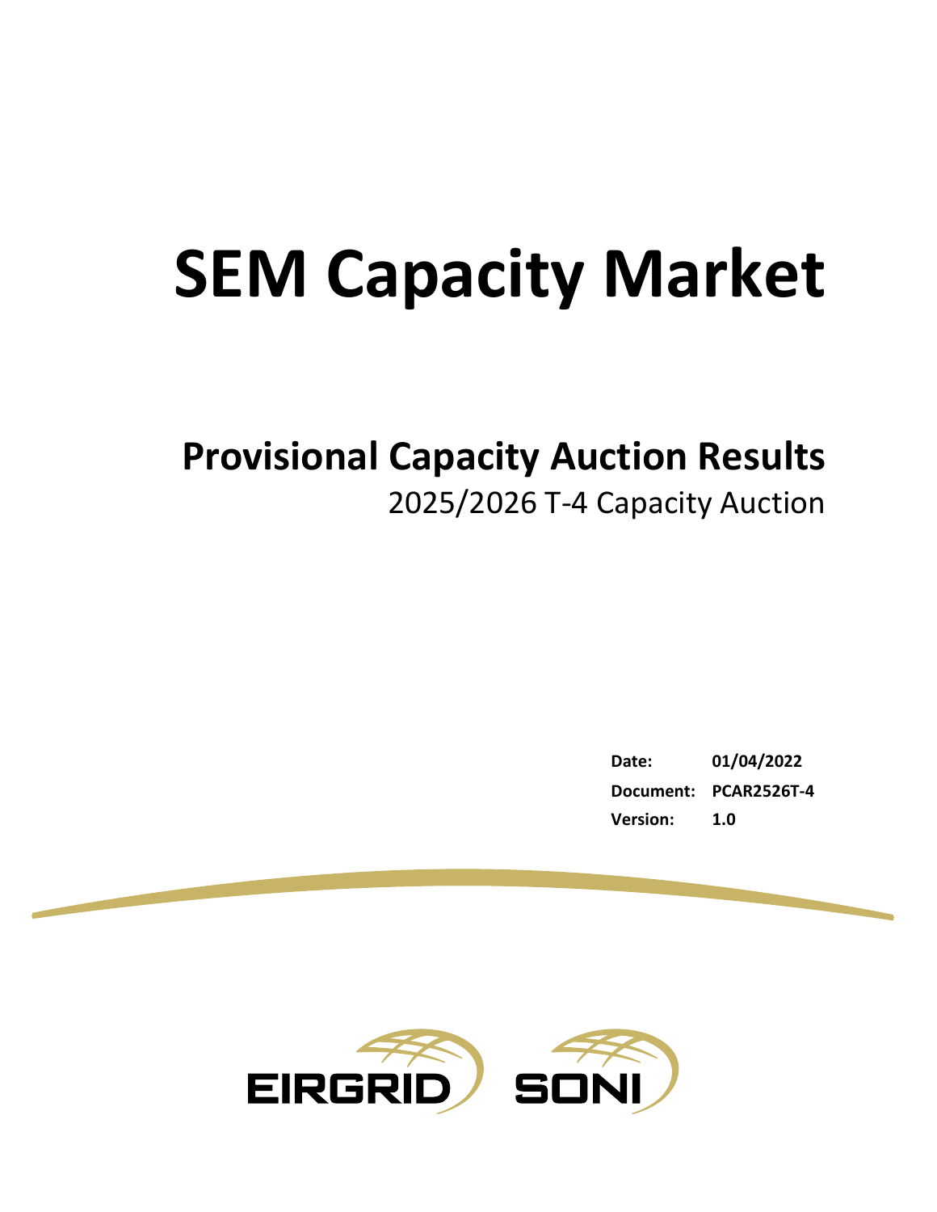# SEM Capacity Market

## Provisional Capacity Auction Results

2025/2026 T-4 Capacity Auction

| | |
|---|---|
| **Date:** | **01/04/2022** |
| **Document:** | **PCAR2526T-4** |
| **Version:** | **1.0** |

EIRGRID SONI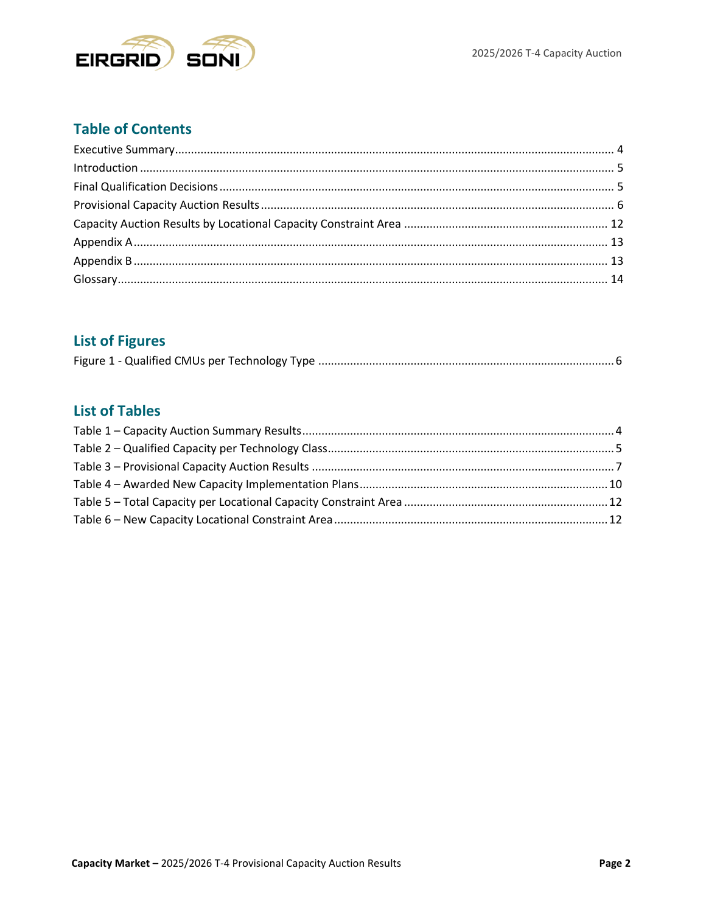## Table of Contents

Executive Summary ........ 4
Introduction ........ 5
Final Qualification Decisions ........ 5
Provisional Capacity Auction Results ........ 6
Capacity Auction Results by Locational Capacity Constraint Area ........ 12
Appendix A ........ 13
Appendix B ........ 13
Glossary ........ 14

## List of Figures

Figure 1 - Qualified CMUs per Technology Type ........ 6

## List of Tables

Table 1 – Capacity Auction Summary Results ........ 4
Table 2 – Qualified Capacity per Technology Class ........ 5
Table 3 – Provisional Capacity Auction Results ........ 7
Table 4 – Awarded New Capacity Implementation Plans ........ 10
Table 5 – Total Capacity per Locational Capacity Constraint Area ........ 12
Table 6 – New Capacity Locational Constraint Area ........ 12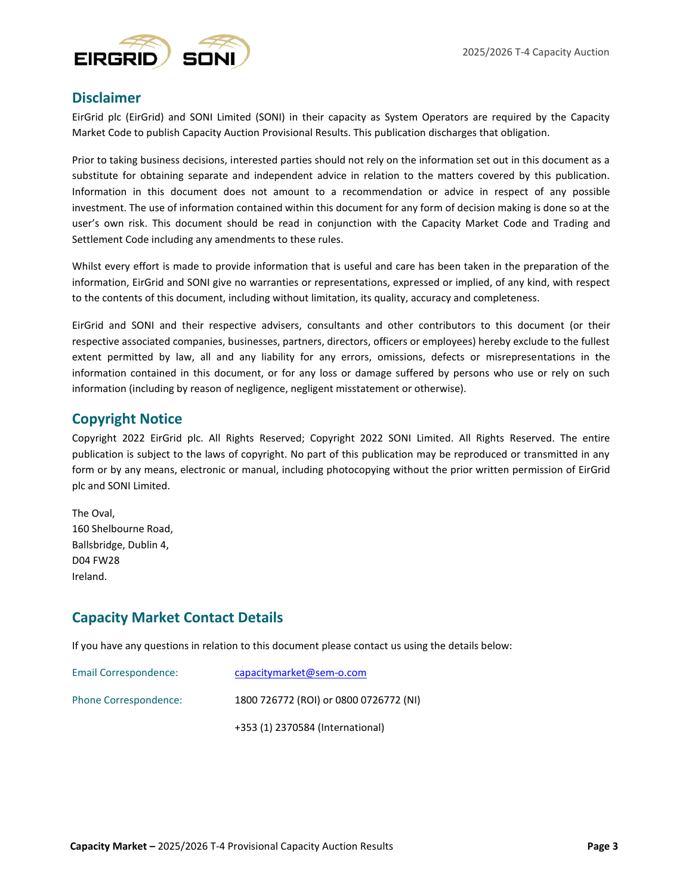## Disclaimer

EirGrid plc (EirGrid) and SONI Limited (SONI) in their capacity as System Operators are required by the Capacity Market Code to publish Capacity Auction Provisional Results. This publication discharges that obligation.

Prior to taking business decisions, interested parties should not rely on the information set out in this document as a substitute for obtaining separate and independent advice in relation to the matters covered by this publication. Information in this document does not amount to a recommendation or advice in respect of any possible investment. The use of information contained within this document for any form of decision making is done so at the user's own risk. This document should be read in conjunction with the Capacity Market Code and Trading and Settlement Code including any amendments to these rules.

Whilst every effort is made to provide information that is useful and care has been taken in the preparation of the information, EirGrid and SONI give no warranties or representations, expressed or implied, of any kind, with respect to the contents of this document, including without limitation, its quality, accuracy and completeness.

EirGrid and SONI and their respective advisers, consultants and other contributors to this document (or their respective associated companies, businesses, partners, directors, officers or employees) hereby exclude to the fullest extent permitted by law, all and any liability for any errors, omissions, defects or misrepresentations in the information contained in this document, or for any loss or damage suffered by persons who use or rely on such information (including by reason of negligence, negligent misstatement or otherwise).

## Copyright Notice

Copyright 2022 EirGrid plc. All Rights Reserved; Copyright 2022 SONI Limited. All Rights Reserved. The entire publication is subject to the laws of copyright. No part of this publication may be reproduced or transmitted in any form or by any means, electronic or manual, including photocopying without the prior written permission of EirGrid plc and SONI Limited.

The Oval,
160 Shelbourne Road,
Ballsbridge, Dublin 4,
D04 FW28
Ireland.

## Capacity Market Contact Details

If you have any questions in relation to this document please contact us using the details below:

| | |
|---|---|
| Email Correspondence: | capacitymarket@sem-o.com |
| Phone Correspondence: | 1800 726772 (ROI) or 0800 0726772 (NI) |
| | +353 (1) 2370584 (International) |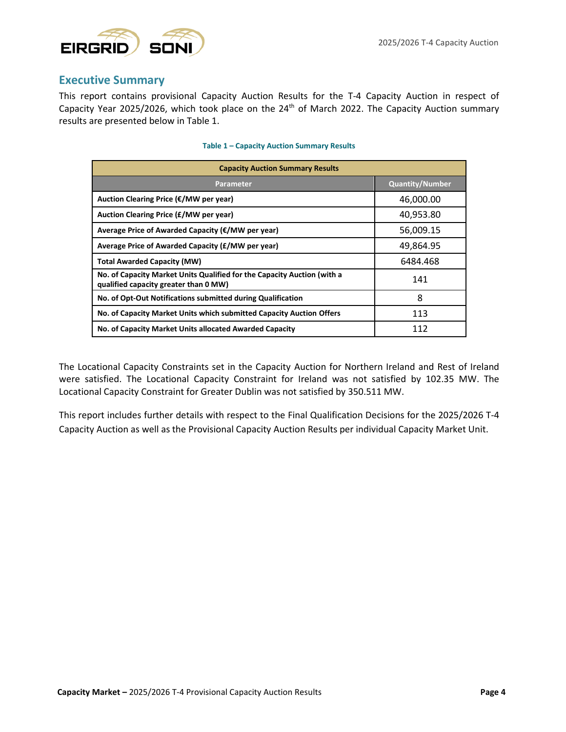## Executive Summary

This report contains provisional Capacity Auction Results for the T-4 Capacity Auction in respect of Capacity Year 2025/2026, which took place on the 24th of March 2022. The Capacity Auction summary results are presented below in Table 1.

**Table 1 – Capacity Auction Summary Results**

| Capacity Auction Summary Results | |
|---|---|
| **Parameter** | **Quantity/Number** |
| **Auction Clearing Price (€/MW per year)** | 46,000.00 |
| **Auction Clearing Price (£/MW per year)** | 40,953.80 |
| **Average Price of Awarded Capacity (€/MW per year)** | 56,009.15 |
| **Average Price of Awarded Capacity (£/MW per year)** | 49,864.95 |
| **Total Awarded Capacity (MW)** | 6484.468 |
| **No. of Capacity Market Units Qualified for the Capacity Auction (with a qualified capacity greater than 0 MW)** | 141 |
| **No. of Opt-Out Notifications submitted during Qualification** | 8 |
| **No. of Capacity Market Units which submitted Capacity Auction Offers** | 113 |
| **No. of Capacity Market Units allocated Awarded Capacity** | 112 |

The Locational Capacity Constraints set in the Capacity Auction for Northern Ireland and Rest of Ireland were satisfied. The Locational Capacity Constraint for Ireland was not satisfied by 102.35 MW. The Locational Capacity Constraint for Greater Dublin was not satisfied by 350.511 MW.

This report includes further details with respect to the Final Qualification Decisions for the 2025/2026 T-4 Capacity Auction as well as the Provisional Capacity Auction Results per individual Capacity Market Unit.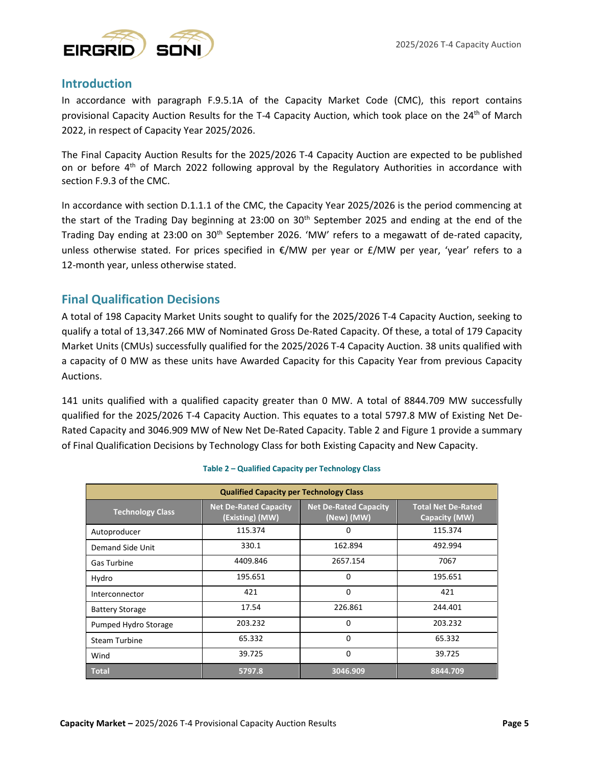## Introduction

In accordance with paragraph F.9.5.1A of the Capacity Market Code (CMC), this report contains provisional Capacity Auction Results for the T-4 Capacity Auction, which took place on the 24th of March 2022, in respect of Capacity Year 2025/2026.

The Final Capacity Auction Results for the 2025/2026 T-4 Capacity Auction are expected to be published on or before 4th of March 2022 following approval by the Regulatory Authorities in accordance with section F.9.3 of the CMC.

In accordance with section D.1.1.1 of the CMC, the Capacity Year 2025/2026 is the period commencing at the start of the Trading Day beginning at 23:00 on 30th September 2025 and ending at the end of the Trading Day ending at 23:00 on 30th September 2026. 'MW' refers to a megawatt of de-rated capacity, unless otherwise stated. For prices specified in €/MW per year or £/MW per year, 'year' refers to a 12-month year, unless otherwise stated.

## Final Qualification Decisions

A total of 198 Capacity Market Units sought to qualify for the 2025/2026 T-4 Capacity Auction, seeking to qualify a total of 13,347.266 MW of Nominated Gross De-Rated Capacity. Of these, a total of 179 Capacity Market Units (CMUs) successfully qualified for the 2025/2026 T-4 Capacity Auction. 38 units qualified with a capacity of 0 MW as these units have Awarded Capacity for this Capacity Year from previous Capacity Auctions.

141 units qualified with a qualified capacity greater than 0 MW. A total of 8844.709 MW successfully qualified for the 2025/2026 T-4 Capacity Auction. This equates to a total 5797.8 MW of Existing Net De-Rated Capacity and 3046.909 MW of New Net De-Rated Capacity. Table 2 and Figure 1 provide a summary of Final Qualification Decisions by Technology Class for both Existing Capacity and New Capacity.

**Table 2 – Qualified Capacity per Technology Class**

| Qualified Capacity per Technology Class | | | |
|---|---|---|---|
| **Technology Class** | **Net De-Rated Capacity (Existing) (MW)** | **Net De-Rated Capacity (New) (MW)** | **Total Net De-Rated Capacity (MW)** |
| Autoproducer | 115.374 | 0 | 115.374 |
| Demand Side Unit | 330.1 | 162.894 | 492.994 |
| Gas Turbine | 4409.846 | 2657.154 | 7067 |
| Hydro | 195.651 | 0 | 195.651 |
| Interconnector | 421 | 0 | 421 |
| Battery Storage | 17.54 | 226.861 | 244.401 |
| Pumped Hydro Storage | 203.232 | 0 | 203.232 |
| Steam Turbine | 65.332 | 0 | 65.332 |
| Wind | 39.725 | 0 | 39.725 |
| **Total** | **5797.8** | **3046.909** | **8844.709** |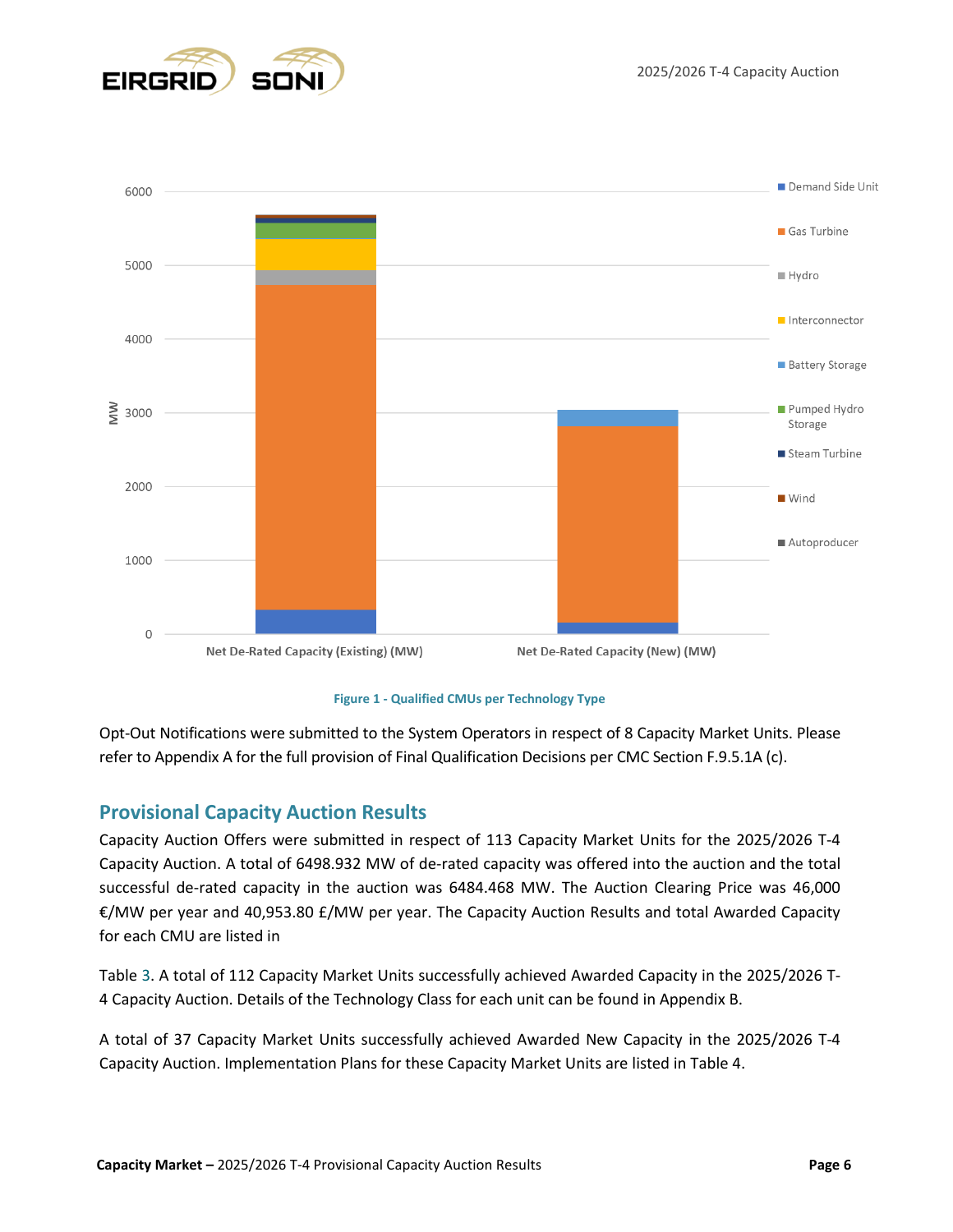Figure 1 - Qualified CMUs per Technology Type

Opt-Out Notifications were submitted to the System Operators in respect of 8 Capacity Market Units. Please refer to Appendix A for the full provision of Final Qualification Decisions per CMC Section F.9.5.1A (c).

## Provisional Capacity Auction Results

Capacity Auction Offers were submitted in respect of 113 Capacity Market Units for the 2025/2026 T-4 Capacity Auction. A total of 6498.932 MW of de-rated capacity was offered into the auction and the total successful de-rated capacity in the auction was 6484.468 MW. The Auction Clearing Price was 46,000 €/MW per year and 40,953.80 £/MW per year. The Capacity Auction Results and total Awarded Capacity for each CMU are listed in

Table 3. A total of 112 Capacity Market Units successfully achieved Awarded Capacity in the 2025/2026 T-4 Capacity Auction. Details of the Technology Class for each unit can be found in Appendix B.

A total of 37 Capacity Market Units successfully achieved Awarded New Capacity in the 2025/2026 T-4 Capacity Auction. Implementation Plans for these Capacity Market Units are listed in Table 4.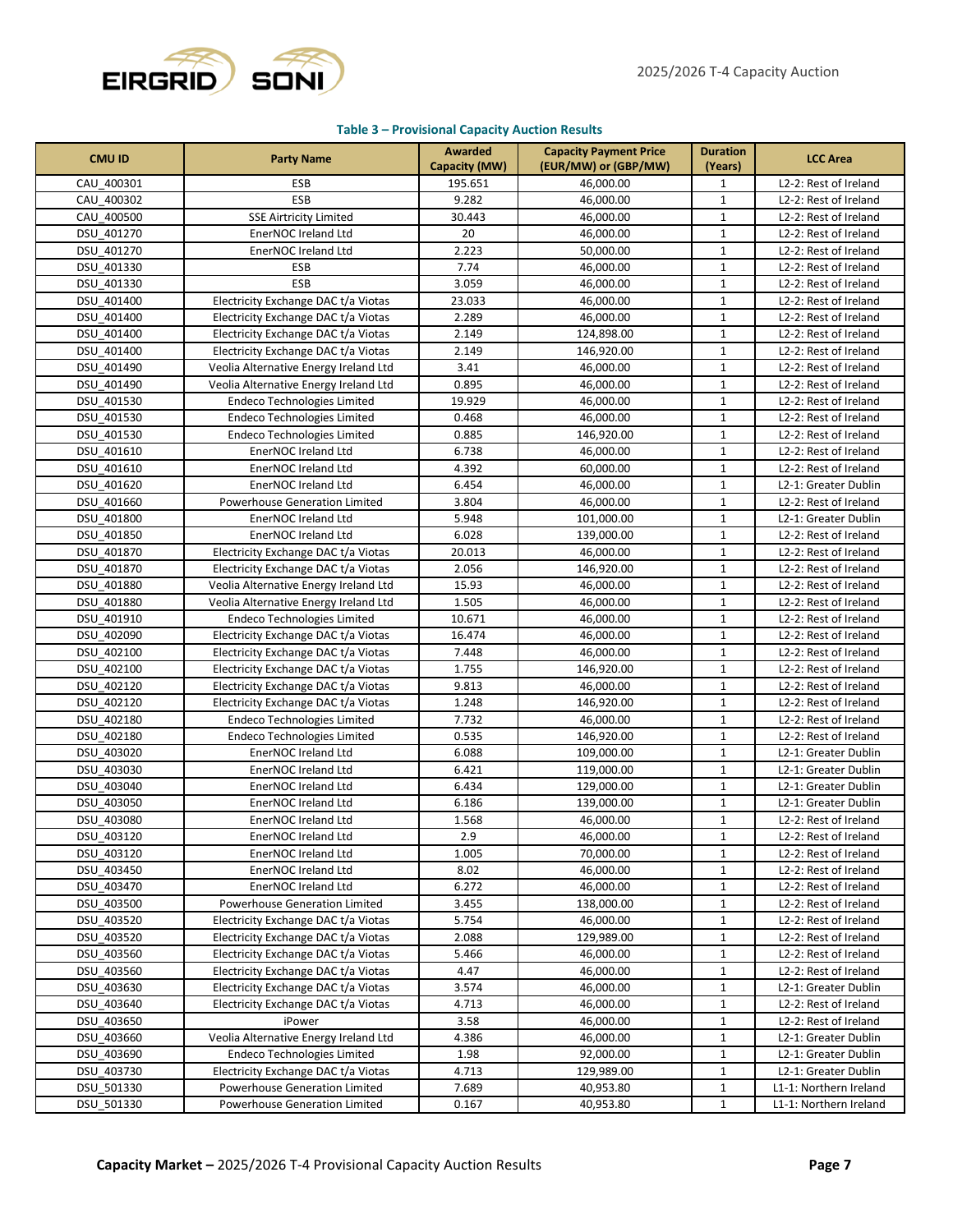**Table 3 – Provisional Capacity Auction Results**

| CMU ID | Party Name | Awarded Capacity (MW) | Capacity Payment Price (EUR/MW) or (GBP/MW) | Duration (Years) | LCC Area |
|---|---|---|---|---|---|
| CAU_400301 | ESB | 195.651 | 46,000.00 | 1 | L2-2: Rest of Ireland |
| CAU_400302 | ESB | 9.282 | 46,000.00 | 1 | L2-2: Rest of Ireland |
| CAU_400500 | SSE Airtricity Limited | 30.443 | 46,000.00 | 1 | L2-2: Rest of Ireland |
| DSU_401270 | EnerNOC Ireland Ltd | 20 | 46,000.00 | 1 | L2-2: Rest of Ireland |
| DSU_401270 | EnerNOC Ireland Ltd | 2.223 | 50,000.00 | 1 | L2-2: Rest of Ireland |
| DSU_401330 | ESB | 7.74 | 46,000.00 | 1 | L2-2: Rest of Ireland |
| DSU_401330 | ESB | 3.059 | 46,000.00 | 1 | L2-2: Rest of Ireland |
| DSU_401400 | Electricity Exchange DAC t/a Viotas | 23.033 | 46,000.00 | 1 | L2-2: Rest of Ireland |
| DSU_401400 | Electricity Exchange DAC t/a Viotas | 2.289 | 46,000.00 | 1 | L2-2: Rest of Ireland |
| DSU_401400 | Electricity Exchange DAC t/a Viotas | 2.149 | 124,898.00 | 1 | L2-2: Rest of Ireland |
| DSU_401400 | Electricity Exchange DAC t/a Viotas | 2.149 | 146,920.00 | 1 | L2-2: Rest of Ireland |
| DSU_401490 | Veolia Alternative Energy Ireland Ltd | 3.41 | 46,000.00 | 1 | L2-2: Rest of Ireland |
| DSU_401490 | Veolia Alternative Energy Ireland Ltd | 0.895 | 46,000.00 | 1 | L2-2: Rest of Ireland |
| DSU_401530 | Endeco Technologies Limited | 19.929 | 46,000.00 | 1 | L2-2: Rest of Ireland |
| DSU_401530 | Endeco Technologies Limited | 0.468 | 46,000.00 | 1 | L2-2: Rest of Ireland |
| DSU_401530 | Endeco Technologies Limited | 0.885 | 146,920.00 | 1 | L2-2: Rest of Ireland |
| DSU_401610 | EnerNOC Ireland Ltd | 6.738 | 46,000.00 | 1 | L2-2: Rest of Ireland |
| DSU_401610 | EnerNOC Ireland Ltd | 4.392 | 60,000.00 | 1 | L2-2: Rest of Ireland |
| DSU_401620 | EnerNOC Ireland Ltd | 6.454 | 46,000.00 | 1 | L2-1: Greater Dublin |
| DSU_401660 | Powerhouse Generation Limited | 3.804 | 46,000.00 | 1 | L2-2: Rest of Ireland |
| DSU_401800 | EnerNOC Ireland Ltd | 5.948 | 101,000.00 | 1 | L2-1: Greater Dublin |
| DSU_401850 | EnerNOC Ireland Ltd | 6.028 | 139,000.00 | 1 | L2-2: Rest of Ireland |
| DSU_401870 | Electricity Exchange DAC t/a Viotas | 20.013 | 46,000.00 | 1 | L2-2: Rest of Ireland |
| DSU_401870 | Electricity Exchange DAC t/a Viotas | 2.056 | 146,920.00 | 1 | L2-2: Rest of Ireland |
| DSU_401880 | Veolia Alternative Energy Ireland Ltd | 15.93 | 46,000.00 | 1 | L2-2: Rest of Ireland |
| DSU_401880 | Veolia Alternative Energy Ireland Ltd | 1.505 | 46,000.00 | 1 | L2-2: Rest of Ireland |
| DSU_401910 | Endeco Technologies Limited | 10.671 | 46,000.00 | 1 | L2-2: Rest of Ireland |
| DSU_402090 | Electricity Exchange DAC t/a Viotas | 16.474 | 46,000.00 | 1 | L2-2: Rest of Ireland |
| DSU_402100 | Electricity Exchange DAC t/a Viotas | 7.448 | 46,000.00 | 1 | L2-2: Rest of Ireland |
| DSU_402100 | Electricity Exchange DAC t/a Viotas | 1.755 | 146,920.00 | 1 | L2-2: Rest of Ireland |
| DSU_402120 | Electricity Exchange DAC t/a Viotas | 9.813 | 46,000.00 | 1 | L2-2: Rest of Ireland |
| DSU_402120 | Electricity Exchange DAC t/a Viotas | 1.248 | 146,920.00 | 1 | L2-2: Rest of Ireland |
| DSU_402180 | Endeco Technologies Limited | 7.732 | 46,000.00 | 1 | L2-2: Rest of Ireland |
| DSU_402180 | Endeco Technologies Limited | 0.535 | 146,920.00 | 1 | L2-2: Rest of Ireland |
| DSU_403020 | EnerNOC Ireland Ltd | 6.088 | 109,000.00 | 1 | L2-1: Greater Dublin |
| DSU_403030 | EnerNOC Ireland Ltd | 6.421 | 119,000.00 | 1 | L2-1: Greater Dublin |
| DSU_403040 | EnerNOC Ireland Ltd | 6.434 | 129,000.00 | 1 | L2-1: Greater Dublin |
| DSU_403050 | EnerNOC Ireland Ltd | 6.186 | 139,000.00 | 1 | L2-1: Greater Dublin |
| DSU_403080 | EnerNOC Ireland Ltd | 1.568 | 46,000.00 | 1 | L2-2: Rest of Ireland |
| DSU_403120 | EnerNOC Ireland Ltd | 2.9 | 46,000.00 | 1 | L2-2: Rest of Ireland |
| DSU_403120 | EnerNOC Ireland Ltd | 1.005 | 70,000.00 | 1 | L2-2: Rest of Ireland |
| DSU_403450 | EnerNOC Ireland Ltd | 8.02 | 46,000.00 | 1 | L2-2: Rest of Ireland |
| DSU_403470 | EnerNOC Ireland Ltd | 6.272 | 46,000.00 | 1 | L2-2: Rest of Ireland |
| DSU_403500 | Powerhouse Generation Limited | 3.455 | 138,000.00 | 1 | L2-2: Rest of Ireland |
| DSU_403520 | Electricity Exchange DAC t/a Viotas | 5.754 | 46,000.00 | 1 | L2-2: Rest of Ireland |
| DSU_403520 | Electricity Exchange DAC t/a Viotas | 2.088 | 129,989.00 | 1 | L2-2: Rest of Ireland |
| DSU_403560 | Electricity Exchange DAC t/a Viotas | 5.466 | 46,000.00 | 1 | L2-2: Rest of Ireland |
| DSU_403560 | Electricity Exchange DAC t/a Viotas | 4.47 | 46,000.00 | 1 | L2-2: Rest of Ireland |
| DSU_403630 | Electricity Exchange DAC t/a Viotas | 3.574 | 46,000.00 | 1 | L2-1: Greater Dublin |
| DSU_403640 | Electricity Exchange DAC t/a Viotas | 4.713 | 46,000.00 | 1 | L2-2: Rest of Ireland |
| DSU_403650 | iPower | 3.58 | 46,000.00 | 1 | L2-2: Rest of Ireland |
| DSU_403660 | Veolia Alternative Energy Ireland Ltd | 4.386 | 46,000.00 | 1 | L2-1: Greater Dublin |
| DSU_403690 | Endeco Technologies Limited | 1.98 | 92,000.00 | 1 | L2-1: Greater Dublin |
| DSU_403730 | Electricity Exchange DAC t/a Viotas | 4.713 | 129,989.00 | 1 | L2-1: Greater Dublin |
| DSU_501330 | Powerhouse Generation Limited | 7.689 | 40,953.80 | 1 | L1-1: Northern Ireland |
| DSU_501330 | Powerhouse Generation Limited | 0.167 | 40,953.80 | 1 | L1-1: Northern Ireland |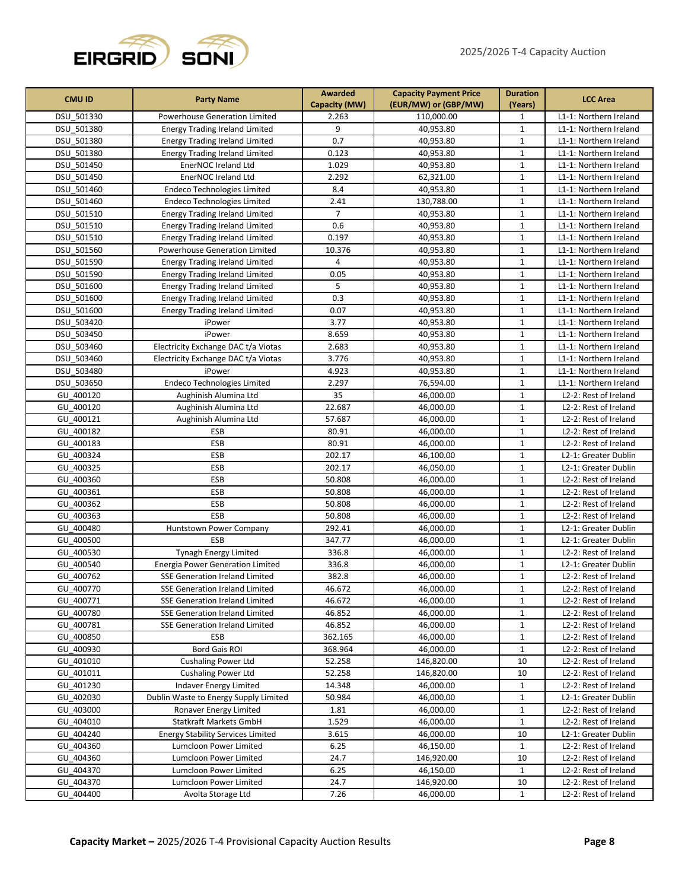| CMU ID | Party Name | Awarded Capacity (MW) | Capacity Payment Price (EUR/MW) or (GBP/MW) | Duration (Years) | LCC Area |
|---|---|---|---|---|---|
| DSU_501330 | Powerhouse Generation Limited | 2.263 | 110,000.00 | 1 | L1-1: Northern Ireland |
| DSU_501380 | Energy Trading Ireland Limited | 9 | 40,953.80 | 1 | L1-1: Northern Ireland |
| DSU_501380 | Energy Trading Ireland Limited | 0.7 | 40,953.80 | 1 | L1-1: Northern Ireland |
| DSU_501380 | Energy Trading Ireland Limited | 0.123 | 40,953.80 | 1 | L1-1: Northern Ireland |
| DSU_501450 | EnerNOC Ireland Ltd | 1.029 | 40,953.80 | 1 | L1-1: Northern Ireland |
| DSU_501450 | EnerNOC Ireland Ltd | 2.292 | 62,321.00 | 1 | L1-1: Northern Ireland |
| DSU_501460 | Endeco Technologies Limited | 8.4 | 40,953.80 | 1 | L1-1: Northern Ireland |
| DSU_501460 | Endeco Technologies Limited | 2.41 | 130,788.00 | 1 | L1-1: Northern Ireland |
| DSU_501510 | Energy Trading Ireland Limited | 7 | 40,953.80 | 1 | L1-1: Northern Ireland |
| DSU_501510 | Energy Trading Ireland Limited | 0.6 | 40,953.80 | 1 | L1-1: Northern Ireland |
| DSU_501510 | Energy Trading Ireland Limited | 0.197 | 40,953.80 | 1 | L1-1: Northern Ireland |
| DSU_501560 | Powerhouse Generation Limited | 10.376 | 40,953.80 | 1 | L1-1: Northern Ireland |
| DSU_501590 | Energy Trading Ireland Limited | 4 | 40,953.80 | 1 | L1-1: Northern Ireland |
| DSU_501590 | Energy Trading Ireland Limited | 0.05 | 40,953.80 | 1 | L1-1: Northern Ireland |
| DSU_501600 | Energy Trading Ireland Limited | 5 | 40,953.80 | 1 | L1-1: Northern Ireland |
| DSU_501600 | Energy Trading Ireland Limited | 0.3 | 40,953.80 | 1 | L1-1: Northern Ireland |
| DSU_501600 | Energy Trading Ireland Limited | 0.07 | 40,953.80 | 1 | L1-1: Northern Ireland |
| DSU_503420 | iPower | 3.77 | 40,953.80 | 1 | L1-1: Northern Ireland |
| DSU_503450 | iPower | 8.659 | 40,953.80 | 1 | L1-1: Northern Ireland |
| DSU_503460 | Electricity Exchange DAC t/a Viotas | 2.683 | 40,953.80 | 1 | L1-1: Northern Ireland |
| DSU_503460 | Electricity Exchange DAC t/a Viotas | 3.776 | 40,953.80 | 1 | L1-1: Northern Ireland |
| DSU_503480 | iPower | 4.923 | 40,953.80 | 1 | L1-1: Northern Ireland |
| DSU_503650 | Endeco Technologies Limited | 2.297 | 76,594.00 | 1 | L1-1: Northern Ireland |
| GU_400120 | Aughinish Alumina Ltd | 35 | 46,000.00 | 1 | L2-2: Rest of Ireland |
| GU_400120 | Aughinish Alumina Ltd | 22.687 | 46,000.00 | 1 | L2-2: Rest of Ireland |
| GU_400121 | Aughinish Alumina Ltd | 57.687 | 46,000.00 | 1 | L2-2: Rest of Ireland |
| GU_400182 | ESB | 80.91 | 46,000.00 | 1 | L2-2: Rest of Ireland |
| GU_400183 | ESB | 80.91 | 46,000.00 | 1 | L2-2: Rest of Ireland |
| GU_400324 | ESB | 202.17 | 46,100.00 | 1 | L2-1: Greater Dublin |
| GU_400325 | ESB | 202.17 | 46,050.00 | 1 | L2-1: Greater Dublin |
| GU_400360 | ESB | 50.808 | 46,000.00 | 1 | L2-2: Rest of Ireland |
| GU_400361 | ESB | 50.808 | 46,000.00 | 1 | L2-2: Rest of Ireland |
| GU_400362 | ESB | 50.808 | 46,000.00 | 1 | L2-2: Rest of Ireland |
| GU_400363 | ESB | 50.808 | 46,000.00 | 1 | L2-2: Rest of Ireland |
| GU_400480 | Huntstown Power Company | 292.41 | 46,000.00 | 1 | L2-1: Greater Dublin |
| GU_400500 | ESB | 347.77 | 46,000.00 | 1 | L2-1: Greater Dublin |
| GU_400530 | Tynagh Energy Limited | 336.8 | 46,000.00 | 1 | L2-2: Rest of Ireland |
| GU_400540 | Energia Power Generation Limited | 336.8 | 46,000.00 | 1 | L2-1: Greater Dublin |
| GU_400762 | SSE Generation Ireland Limited | 382.8 | 46,000.00 | 1 | L2-2: Rest of Ireland |
| GU_400770 | SSE Generation Ireland Limited | 46.672 | 46,000.00 | 1 | L2-2: Rest of Ireland |
| GU_400771 | SSE Generation Ireland Limited | 46.672 | 46,000.00 | 1 | L2-2: Rest of Ireland |
| GU_400780 | SSE Generation Ireland Limited | 46.852 | 46,000.00 | 1 | L2-2: Rest of Ireland |
| GU_400781 | SSE Generation Ireland Limited | 46.852 | 46,000.00 | 1 | L2-2: Rest of Ireland |
| GU_400850 | ESB | 362.165 | 46,000.00 | 1 | L2-2: Rest of Ireland |
| GU_400930 | Bord Gais ROI | 368.964 | 46,000.00 | 1 | L2-2: Rest of Ireland |
| GU_401010 | Cushaling Power Ltd | 52.258 | 146,820.00 | 10 | L2-2: Rest of Ireland |
| GU_401011 | Cushaling Power Ltd | 52.258 | 146,820.00 | 10 | L2-2: Rest of Ireland |
| GU_401230 | Indaver Energy Limited | 14.348 | 46,000.00 | 1 | L2-2: Rest of Ireland |
| GU_402030 | Dublin Waste to Energy Supply Limited | 50.984 | 46,000.00 | 1 | L2-1: Greater Dublin |
| GU_403000 | Ronaver Energy Limited | 1.81 | 46,000.00 | 1 | L2-2: Rest of Ireland |
| GU_404010 | Statkraft Markets GmbH | 1.529 | 46,000.00 | 1 | L2-2: Rest of Ireland |
| GU_404240 | Energy Stability Services Limited | 3.615 | 46,000.00 | 10 | L2-1: Greater Dublin |
| GU_404360 | Lumcloon Power Limited | 6.25 | 46,150.00 | 1 | L2-2: Rest of Ireland |
| GU_404360 | Lumcloon Power Limited | 24.7 | 146,920.00 | 10 | L2-2: Rest of Ireland |
| GU_404370 | Lumcloon Power Limited | 6.25 | 46,150.00 | 1 | L2-2: Rest of Ireland |
| GU_404370 | Lumcloon Power Limited | 24.7 | 146,920.00 | 10 | L2-2: Rest of Ireland |
| GU_404400 | Avolta Storage Ltd | 7.26 | 46,000.00 | 1 | L2-2: Rest of Ireland |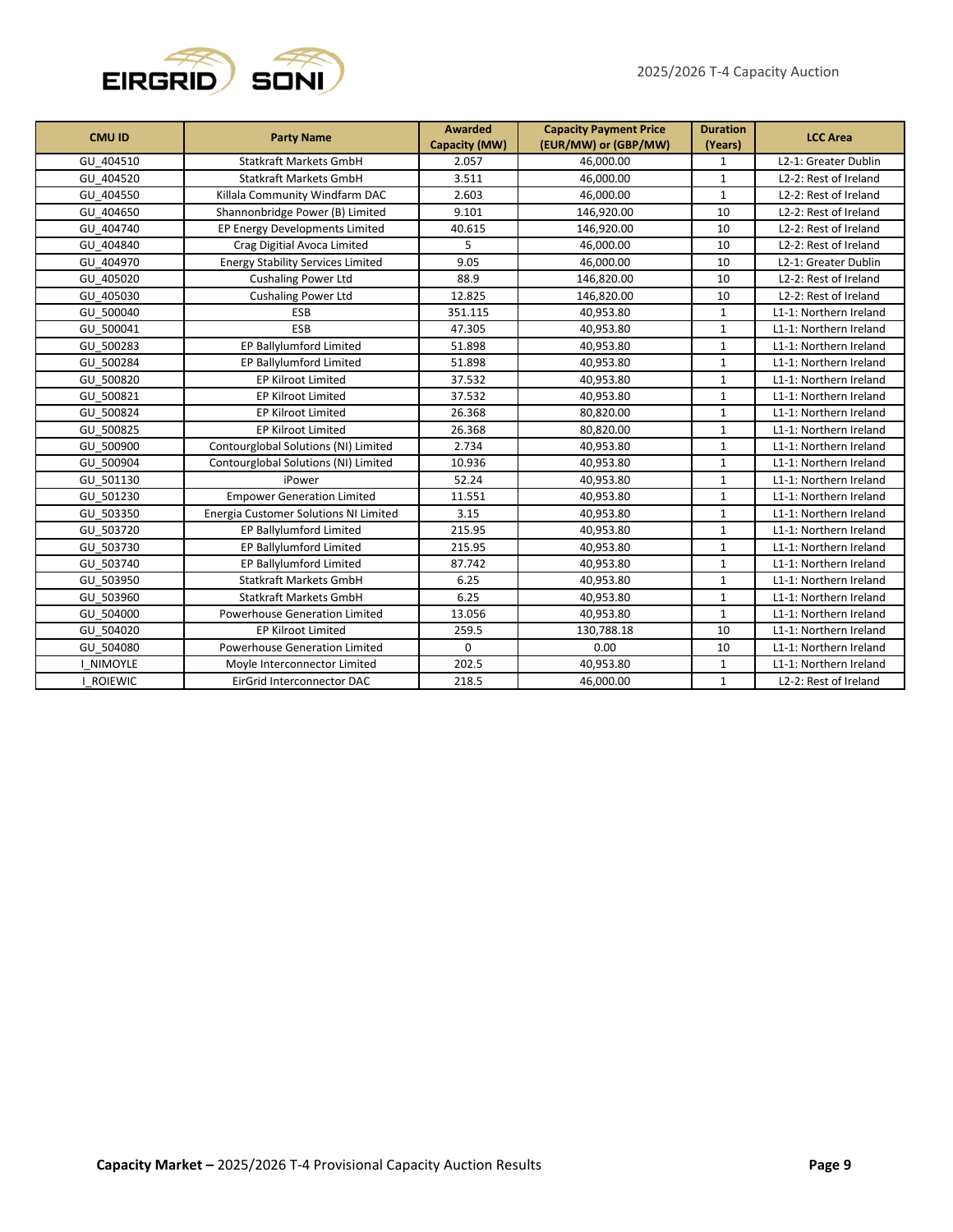| CMU ID | Party Name | Awarded Capacity (MW) | Capacity Payment Price (EUR/MW) or (GBP/MW) | Duration (Years) | LCC Area |
|---|---|---|---|---|---|
| GU_404510 | Statkraft Markets GmbH | 2.057 | 46,000.00 | 1 | L2-1: Greater Dublin |
| GU_404520 | Statkraft Markets GmbH | 3.511 | 46,000.00 | 1 | L2-2: Rest of Ireland |
| GU_404550 | Killala Community Windfarm DAC | 2.603 | 46,000.00 | 1 | L2-2: Rest of Ireland |
| GU_404650 | Shannonbridge Power (B) Limited | 9.101 | 146,920.00 | 10 | L2-2: Rest of Ireland |
| GU_404740 | EP Energy Developments Limited | 40.615 | 146,920.00 | 10 | L2-2: Rest of Ireland |
| GU_404840 | Crag Digitial Avoca Limited | 5 | 46,000.00 | 10 | L2-2: Rest of Ireland |
| GU_404970 | Energy Stability Services Limited | 9.05 | 46,000.00 | 10 | L2-1: Greater Dublin |
| GU_405020 | Cushaling Power Ltd | 88.9 | 146,820.00 | 10 | L2-2: Rest of Ireland |
| GU_405030 | Cushaling Power Ltd | 12.825 | 146,820.00 | 10 | L2-2: Rest of Ireland |
| GU_500040 | ESB | 351.115 | 40,953.80 | 1 | L1-1: Northern Ireland |
| GU_500041 | ESB | 47.305 | 40,953.80 | 1 | L1-1: Northern Ireland |
| GU_500283 | EP Ballylumford Limited | 51.898 | 40,953.80 | 1 | L1-1: Northern Ireland |
| GU_500284 | EP Ballylumford Limited | 51.898 | 40,953.80 | 1 | L1-1: Northern Ireland |
| GU_500820 | EP Kilroot Limited | 37.532 | 40,953.80 | 1 | L1-1: Northern Ireland |
| GU_500821 | EP Kilroot Limited | 37.532 | 40,953.80 | 1 | L1-1: Northern Ireland |
| GU_500824 | EP Kilroot Limited | 26.368 | 80,820.00 | 1 | L1-1: Northern Ireland |
| GU_500825 | EP Kilroot Limited | 26.368 | 80,820.00 | 1 | L1-1: Northern Ireland |
| GU_500900 | Contourglobal Solutions (NI) Limited | 2.734 | 40,953.80 | 1 | L1-1: Northern Ireland |
| GU_500904 | Contourglobal Solutions (NI) Limited | 10.936 | 40,953.80 | 1 | L1-1: Northern Ireland |
| GU_501130 | iPower | 52.24 | 40,953.80 | 1 | L1-1: Northern Ireland |
| GU_501230 | Empower Generation Limited | 11.551 | 40,953.80 | 1 | L1-1: Northern Ireland |
| GU_503350 | Energia Customer Solutions NI Limited | 3.15 | 40,953.80 | 1 | L1-1: Northern Ireland |
| GU_503720 | EP Ballylumford Limited | 215.95 | 40,953.80 | 1 | L1-1: Northern Ireland |
| GU_503730 | EP Ballylumford Limited | 215.95 | 40,953.80 | 1 | L1-1: Northern Ireland |
| GU_503740 | EP Ballylumford Limited | 87.742 | 40,953.80 | 1 | L1-1: Northern Ireland |
| GU_503950 | Statkraft Markets GmbH | 6.25 | 40,953.80 | 1 | L1-1: Northern Ireland |
| GU_503960 | Statkraft Markets GmbH | 6.25 | 40,953.80 | 1 | L1-1: Northern Ireland |
| GU_504000 | Powerhouse Generation Limited | 13.056 | 40,953.80 | 1 | L1-1: Northern Ireland |
| GU_504020 | EP Kilroot Limited | 259.5 | 130,788.18 | 10 | L1-1: Northern Ireland |
| GU_504080 | Powerhouse Generation Limited | 0 | 0.00 | 10 | L1-1: Northern Ireland |
| I_NIMOYLE | Moyle Interconnector Limited | 202.5 | 40,953.80 | 1 | L1-1: Northern Ireland |
| I_ROIEWIC | EirGrid Interconnector DAC | 218.5 | 46,000.00 | 1 | L2-2: Rest of Ireland |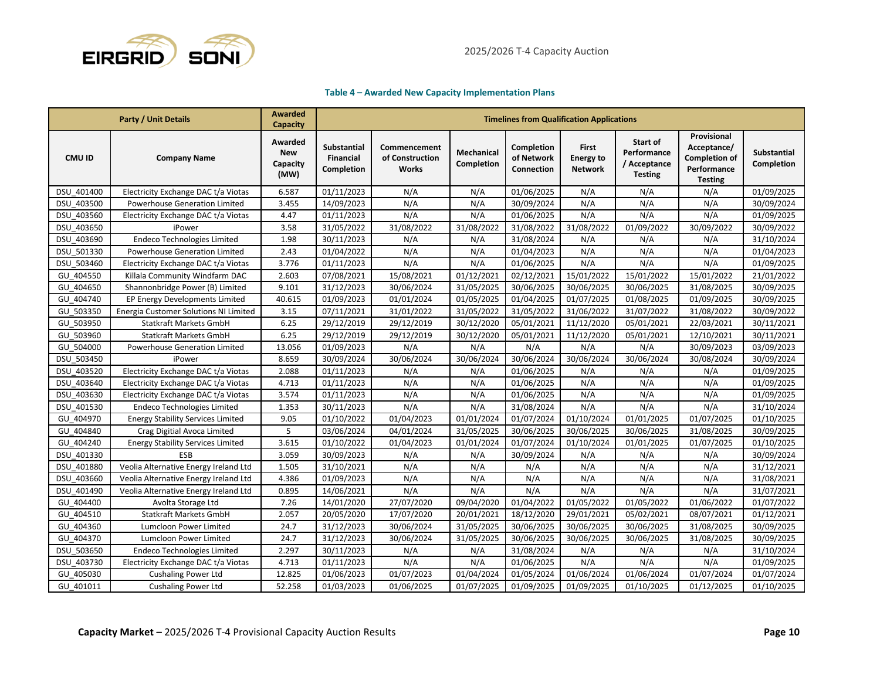### Table 4 – Awarded New Capacity Implementation Plans

| Party / Unit Details | | Awarded Capacity | Timelines from Qualification Applications | | | | | | | |
|---|---|---|---|---|---|---|---|---|---|---|
| CMU ID | Company Name | Awarded New Capacity (MW) | Substantial Financial Completion | Commencement of Construction Works | Mechanical Completion | Completion of Network Connection | First Energy to Network | Start of Performance / Acceptance Testing | Provisional Acceptance/ Completion of Performance Testing | Substantial Completion |
| DSU_401400 | Electricity Exchange DAC t/a Viotas | 6.587 | 01/11/2023 | N/A | N/A | 01/06/2025 | N/A | N/A | N/A | 01/09/2025 |
| DSU_403500 | Powerhouse Generation Limited | 3.455 | 14/09/2023 | N/A | N/A | 30/09/2024 | N/A | N/A | N/A | 30/09/2024 |
| DSU_403560 | Electricity Exchange DAC t/a Viotas | 4.47 | 01/11/2023 | N/A | N/A | 01/06/2025 | N/A | N/A | N/A | 01/09/2025 |
| DSU_403650 | iPower | 3.58 | 31/05/2022 | 31/08/2022 | 31/08/2022 | 31/08/2022 | 31/08/2022 | 01/09/2022 | 30/09/2022 | 30/09/2022 |
| DSU_403690 | Endeco Technologies Limited | 1.98 | 30/11/2023 | N/A | N/A | 31/08/2024 | N/A | N/A | N/A | 31/10/2024 |
| DSU_501330 | Powerhouse Generation Limited | 2.43 | 01/04/2022 | N/A | N/A | 01/04/2023 | N/A | N/A | N/A | 01/04/2023 |
| DSU_503460 | Electricity Exchange DAC t/a Viotas | 3.776 | 01/11/2023 | N/A | N/A | 01/06/2025 | N/A | N/A | N/A | 01/09/2025 |
| GU_404550 | Killala Community Windfarm DAC | 2.603 | 07/08/2021 | 15/08/2021 | 01/12/2021 | 02/12/2021 | 15/01/2022 | 15/01/2022 | 15/01/2022 | 21/01/2022 |
| GU_404650 | Shannonbridge Power (B) Limited | 9.101 | 31/12/2023 | 30/06/2024 | 31/05/2025 | 30/06/2025 | 30/06/2025 | 30/06/2025 | 31/08/2025 | 30/09/2025 |
| GU_404740 | EP Energy Developments Limited | 40.615 | 01/09/2023 | 01/01/2024 | 01/05/2025 | 01/04/2025 | 01/07/2025 | 01/08/2025 | 01/09/2025 | 30/09/2025 |
| GU_503350 | Energia Customer Solutions NI Limited | 3.15 | 07/11/2021 | 31/01/2022 | 31/05/2022 | 31/05/2022 | 31/06/2022 | 31/07/2022 | 31/08/2022 | 30/09/2022 |
| GU_503950 | Statkraft Markets GmbH | 6.25 | 29/12/2019 | 29/12/2019 | 30/12/2020 | 05/01/2021 | 11/12/2020 | 05/01/2021 | 22/03/2021 | 30/11/2021 |
| GU_503960 | Statkraft Markets GmbH | 6.25 | 29/12/2019 | 29/12/2019 | 30/12/2020 | 05/01/2021 | 11/12/2020 | 05/01/2021 | 12/10/2021 | 30/11/2021 |
| GU_504000 | Powerhouse Generation Limited | 13.056 | 01/09/2023 | N/A | N/A | N/A | N/A | N/A | 30/09/2023 | 03/09/2023 |
| DSU_503450 | iPower | 8.659 | 30/09/2024 | 30/06/2024 | 30/06/2024 | 30/06/2024 | 30/06/2024 | 30/06/2024 | 30/08/2024 | 30/09/2024 |
| DSU_403520 | Electricity Exchange DAC t/a Viotas | 2.088 | 01/11/2023 | N/A | N/A | 01/06/2025 | N/A | N/A | N/A | 01/09/2025 |
| DSU_403640 | Electricity Exchange DAC t/a Viotas | 4.713 | 01/11/2023 | N/A | N/A | 01/06/2025 | N/A | N/A | N/A | 01/09/2025 |
| DSU_403630 | Electricity Exchange DAC t/a Viotas | 3.574 | 01/11/2023 | N/A | N/A | 01/06/2025 | N/A | N/A | N/A | 01/09/2025 |
| DSU_401530 | Endeco Technologies Limited | 1.353 | 30/11/2023 | N/A | N/A | 31/08/2024 | N/A | N/A | N/A | 31/10/2024 |
| GU_404970 | Energy Stability Services Limited | 9.05 | 01/10/2022 | 01/04/2023 | 01/01/2024 | 01/07/2024 | 01/10/2024 | 01/01/2025 | 01/07/2025 | 01/10/2025 |
| GU_404840 | Crag Digitial Avoca Limited | 5 | 03/06/2024 | 04/01/2024 | 31/05/2025 | 30/06/2025 | 30/06/2025 | 30/06/2025 | 31/08/2025 | 30/09/2025 |
| GU_404240 | Energy Stability Services Limited | 3.615 | 01/10/2022 | 01/04/2023 | 01/01/2024 | 01/07/2024 | 01/10/2024 | 01/01/2025 | 01/07/2025 | 01/10/2025 |
| DSU_401330 | ESB | 3.059 | 30/09/2023 | N/A | N/A | 30/09/2024 | N/A | N/A | N/A | 30/09/2024 |
| DSU_401880 | Veolia Alternative Energy Ireland Ltd | 1.505 | 31/10/2021 | N/A | N/A | N/A | N/A | N/A | N/A | 31/12/2021 |
| DSU_403660 | Veolia Alternative Energy Ireland Ltd | 4.386 | 01/09/2023 | N/A | N/A | N/A | N/A | N/A | N/A | 31/08/2021 |
| DSU_401490 | Veolia Alternative Energy Ireland Ltd | 0.895 | 14/06/2021 | N/A | N/A | N/A | N/A | N/A | N/A | 31/07/2021 |
| GU_404400 | Avolta Storage Ltd | 7.26 | 14/01/2020 | 27/07/2020 | 09/04/2020 | 01/04/2022 | 01/05/2022 | 01/05/2022 | 01/06/2022 | 01/07/2022 |
| GU_404510 | Statkraft Markets GmbH | 2.057 | 20/05/2020 | 17/07/2020 | 20/01/2021 | 18/12/2020 | 29/01/2021 | 05/02/2021 | 08/07/2021 | 01/12/2021 |
| GU_404360 | Lumcloon Power Limited | 24.7 | 31/12/2023 | 30/06/2024 | 31/05/2025 | 30/06/2025 | 30/06/2025 | 30/06/2025 | 31/08/2025 | 30/09/2025 |
| GU_404370 | Lumcloon Power Limited | 24.7 | 31/12/2023 | 30/06/2024 | 31/05/2025 | 30/06/2025 | 30/06/2025 | 30/06/2025 | 31/08/2025 | 30/09/2025 |
| DSU_503650 | Endeco Technologies Limited | 2.297 | 30/11/2023 | N/A | N/A | 31/08/2024 | N/A | N/A | N/A | 31/10/2024 |
| DSU_403730 | Electricity Exchange DAC t/a Viotas | 4.713 | 01/11/2023 | N/A | N/A | 01/06/2025 | N/A | N/A | N/A | 01/09/2025 |
| GU_405030 | Cushaling Power Ltd | 12.825 | 01/06/2023 | 01/07/2023 | 01/04/2024 | 01/05/2024 | 01/06/2024 | 01/06/2024 | 01/07/2024 | 01/07/2024 |
| GU_401011 | Cushaling Power Ltd | 52.258 | 01/03/2023 | 01/06/2025 | 01/07/2025 | 01/09/2025 | 01/09/2025 | 01/10/2025 | 01/12/2025 | 01/10/2025 |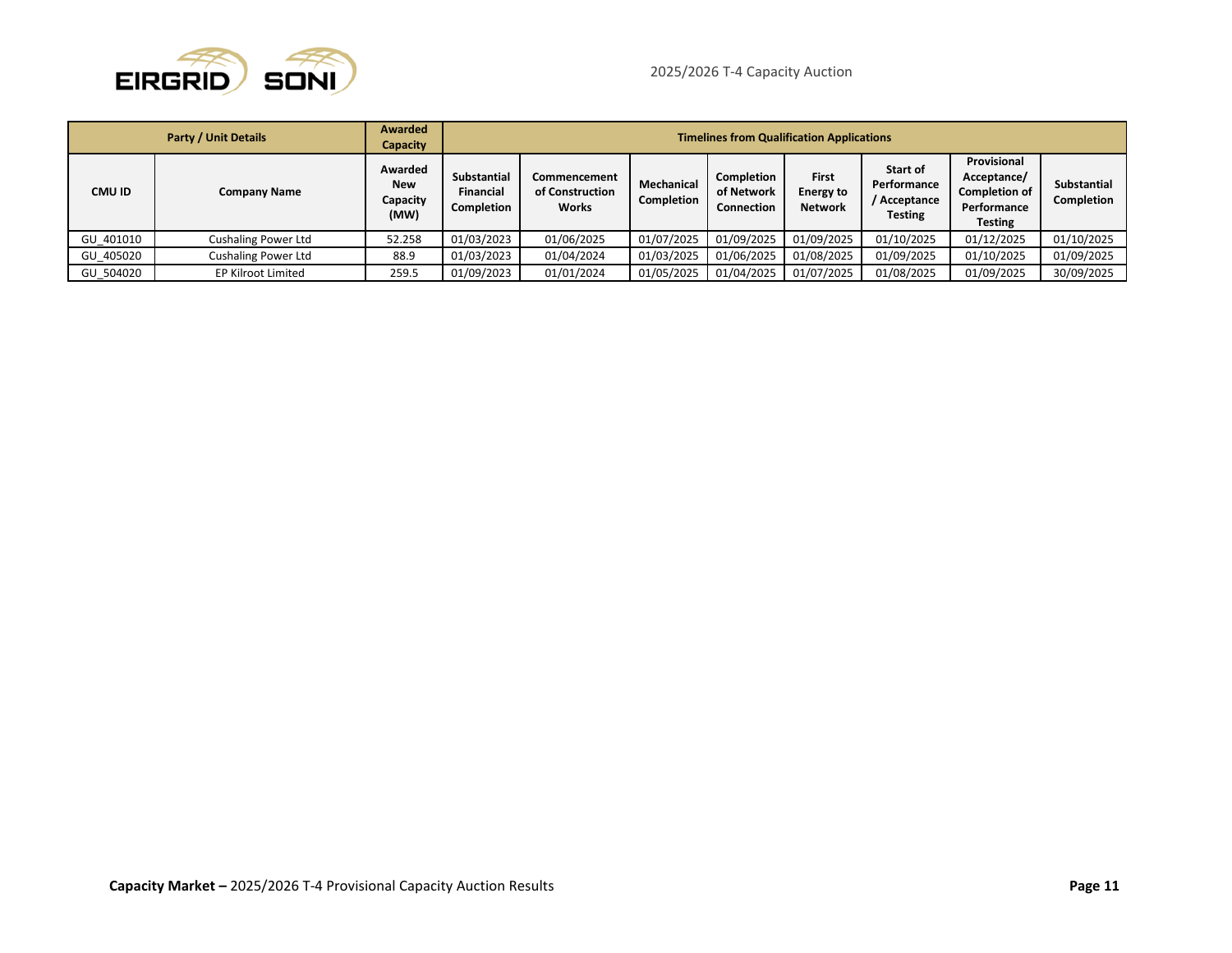| Party / Unit Details | | Awarded Capacity | Timelines from Qualification Applications | | | | | | | |
|---|---|---|---|---|---|---|---|---|---|---|
| CMU ID | Company Name | Awarded New Capacity (MW) | Substantial Financial Completion | Commencement of Construction Works | Mechanical Completion | Completion of Network Connection | First Energy to Network | Start of Performance / Acceptance Testing | Provisional Acceptance/ Completion of Performance Testing | Substantial Completion |
| GU_401010 | Cushaling Power Ltd | 52.258 | 01/03/2023 | 01/06/2025 | 01/07/2025 | 01/09/2025 | 01/09/2025 | 01/10/2025 | 01/12/2025 | 01/10/2025 |
| GU_405020 | Cushaling Power Ltd | 88.9 | 01/03/2023 | 01/04/2024 | 01/03/2025 | 01/06/2025 | 01/08/2025 | 01/09/2025 | 01/10/2025 | 01/09/2025 |
| GU_504020 | EP Kilroot Limited | 259.5 | 01/09/2023 | 01/01/2024 | 01/05/2025 | 01/04/2025 | 01/07/2025 | 01/08/2025 | 01/09/2025 | 30/09/2025 |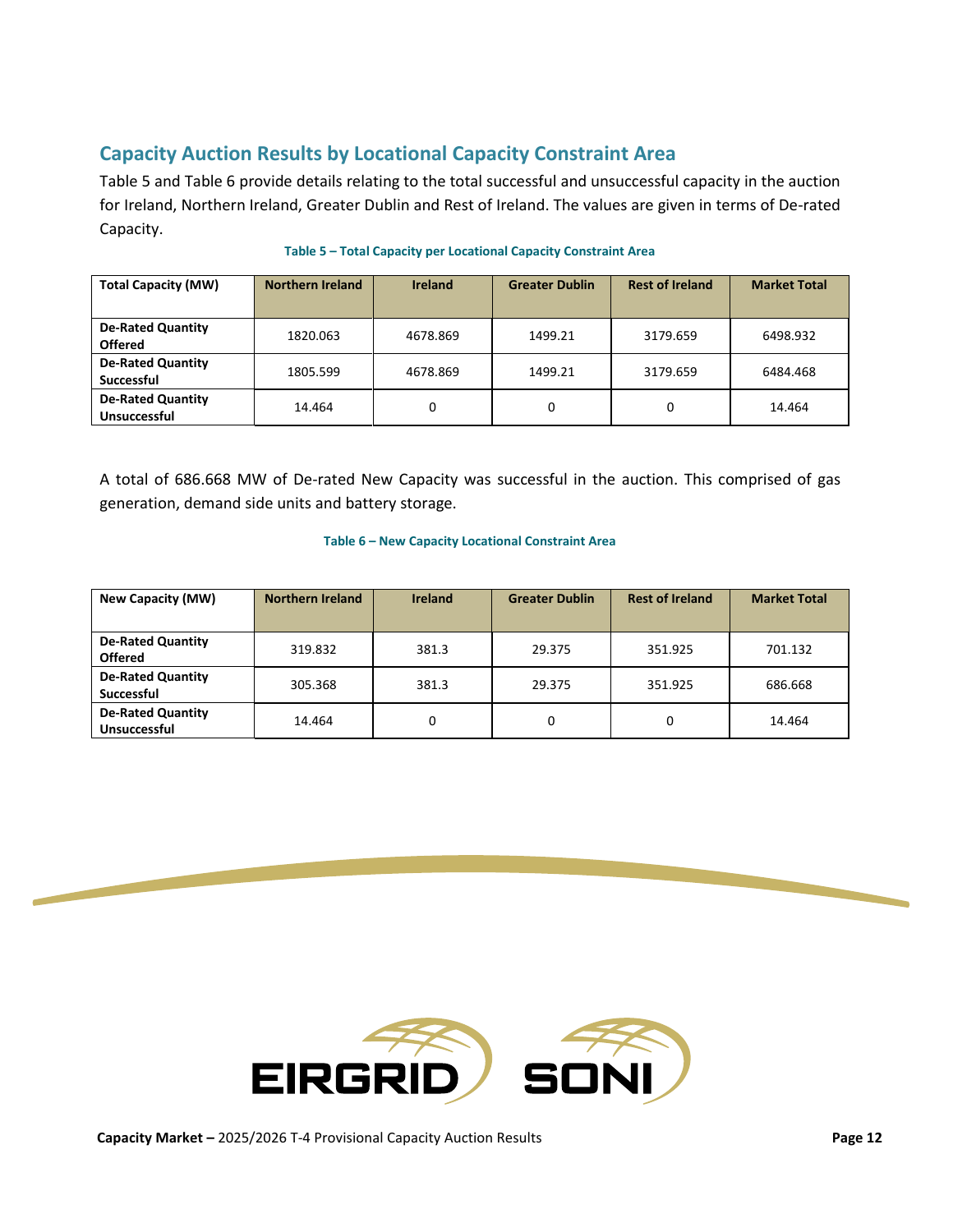## Capacity Auction Results by Locational Capacity Constraint Area

Table 5 and Table 6 provide details relating to the total successful and unsuccessful capacity in the auction for Ireland, Northern Ireland, Greater Dublin and Rest of Ireland. The values are given in terms of De-rated Capacity.

**Table 5 – Total Capacity per Locational Capacity Constraint Area**

| Total Capacity (MW) | Northern Ireland | Ireland | Greater Dublin | Rest of Ireland | Market Total |
|---|---|---|---|---|---|
| De-Rated Quantity Offered | 1820.063 | 4678.869 | 1499.21 | 3179.659 | 6498.932 |
| De-Rated Quantity Successful | 1805.599 | 4678.869 | 1499.21 | 3179.659 | 6484.468 |
| De-Rated Quantity Unsuccessful | 14.464 | 0 | 0 | 0 | 14.464 |

A total of 686.668 MW of De-rated New Capacity was successful in the auction. This comprised of gas generation, demand side units and battery storage.

**Table 6 – New Capacity Locational Constraint Area**

| New Capacity (MW) | Northern Ireland | Ireland | Greater Dublin | Rest of Ireland | Market Total |
|---|---|---|---|---|---|
| De-Rated Quantity Offered | 319.832 | 381.3 | 29.375 | 351.925 | 701.132 |
| De-Rated Quantity Successful | 305.368 | 381.3 | 29.375 | 351.925 | 686.668 |
| De-Rated Quantity Unsuccessful | 14.464 | 0 | 0 | 0 | 14.464 |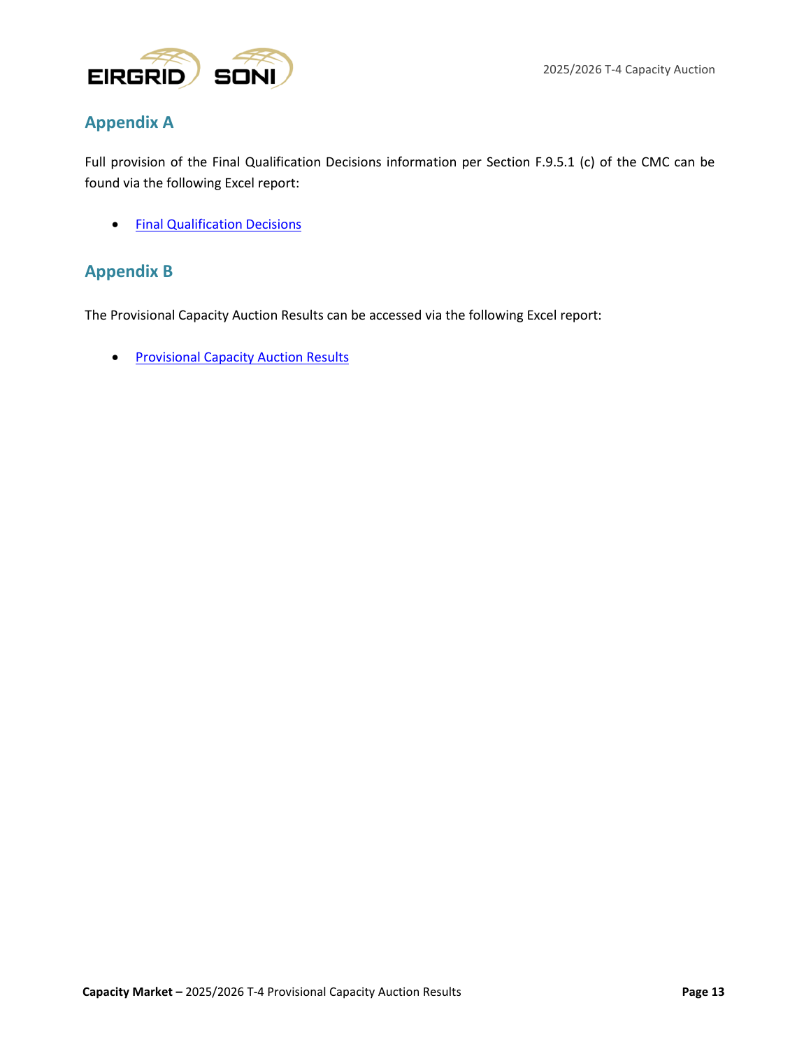## Appendix A

Full provision of the Final Qualification Decisions information per Section F.9.5.1 (c) of the CMC can be found via the following Excel report:

- Final Qualification Decisions

## Appendix B

The Provisional Capacity Auction Results can be accessed via the following Excel report:

- Provisional Capacity Auction Results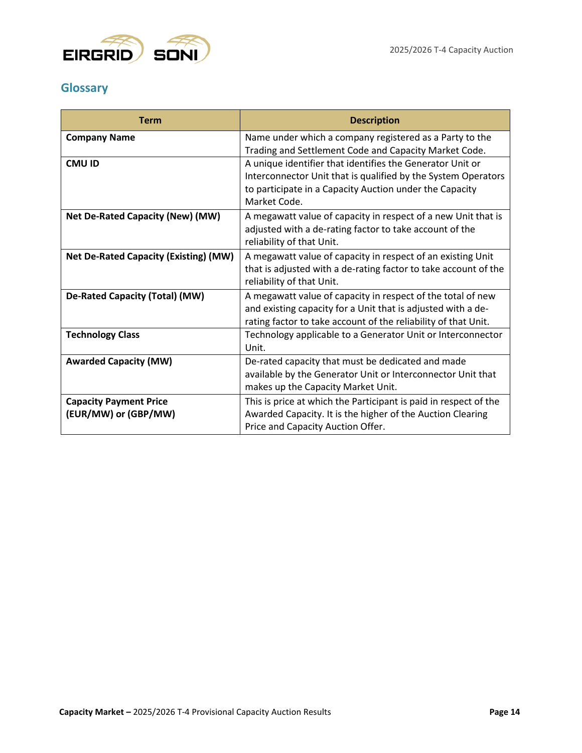## Glossary

| Term | Description |
|---|---|
| **Company Name** | Name under which a company registered as a Party to the Trading and Settlement Code and Capacity Market Code. |
| **CMU ID** | A unique identifier that identifies the Generator Unit or Interconnector Unit that is qualified by the System Operators to participate in a Capacity Auction under the Capacity Market Code. |
| **Net De-Rated Capacity (New) (MW)** | A megawatt value of capacity in respect of a new Unit that is adjusted with a de-rating factor to take account of the reliability of that Unit. |
| **Net De-Rated Capacity (Existing) (MW)** | A megawatt value of capacity in respect of an existing Unit that is adjusted with a de-rating factor to take account of the reliability of that Unit. |
| **De-Rated Capacity (Total) (MW)** | A megawatt value of capacity in respect of the total of new and existing capacity for a Unit that is adjusted with a de-rating factor to take account of the reliability of that Unit. |
| **Technology Class** | Technology applicable to a Generator Unit or Interconnector Unit. |
| **Awarded Capacity (MW)** | De-rated capacity that must be dedicated and made available by the Generator Unit or Interconnector Unit that makes up the Capacity Market Unit. |
| **Capacity Payment Price (EUR/MW) or (GBP/MW)** | This is price at which the Participant is paid in respect of the Awarded Capacity. It is the higher of the Auction Clearing Price and Capacity Auction Offer. |